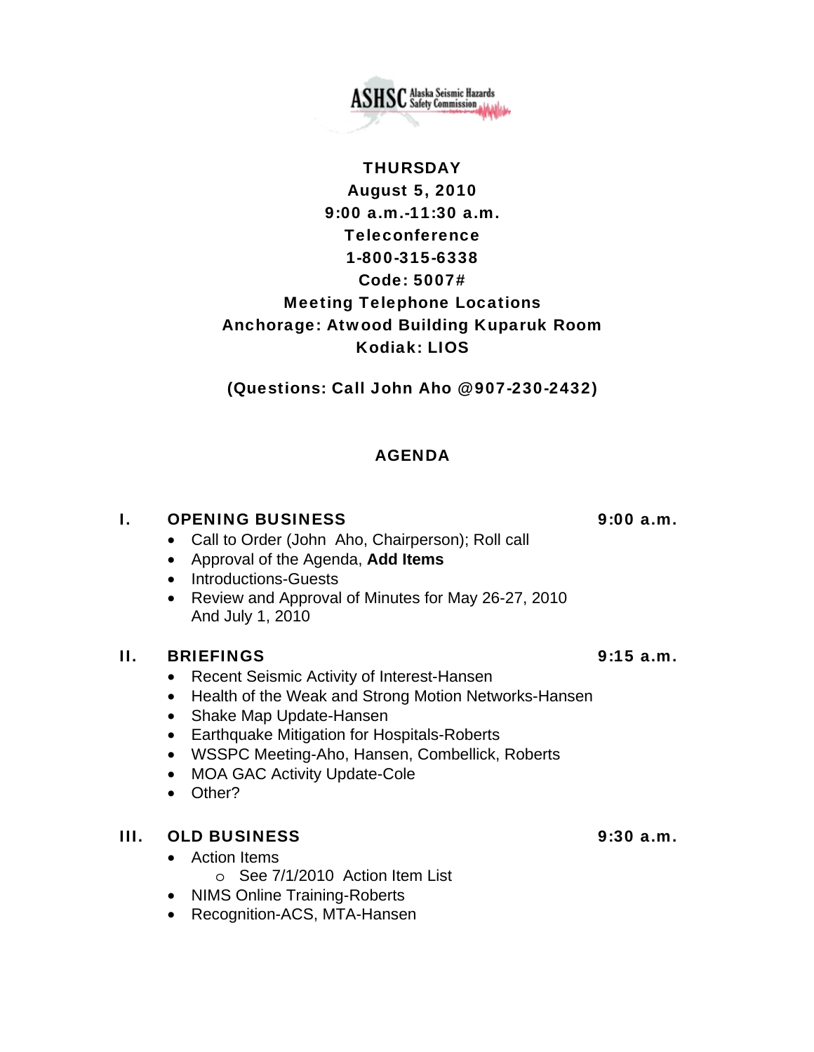ASHSC Alaska Seismic Hazards Safety Commission

**THURSDAY**
**August 5, 2010**
**9:00 a.m.-11:30 a.m.**
**Teleconference**
**1-800-315-6338**
**Code: 5007#**
**Meeting Telephone Locations**
**Anchorage: Atwood Building Kuparuk Room**
**Kodiak: LIOS**

**(Questions: Call John Aho @907-230-2432)**

## AGENDA

### I. OPENING BUSINESS — 9:00 a.m.

- Call to Order (John Aho, Chairperson); Roll call
- Approval of the Agenda, **Add Items**
- Introductions-Guests
- Review and Approval of Minutes for May 26-27, 2010 And July 1, 2010

### II. BRIEFINGS — 9:15 a.m.

- Recent Seismic Activity of Interest-Hansen
- Health of the Weak and Strong Motion Networks-Hansen
- Shake Map Update-Hansen
- Earthquake Mitigation for Hospitals-Roberts
- WSSPC Meeting-Aho, Hansen, Combellick, Roberts
- MOA GAC Activity Update-Cole
- Other?

### III. OLD BUSINESS — 9:30 a.m.

- Action Items
  - See 7/1/2010 Action Item List
- NIMS Online Training-Roberts
- Recognition-ACS, MTA-Hansen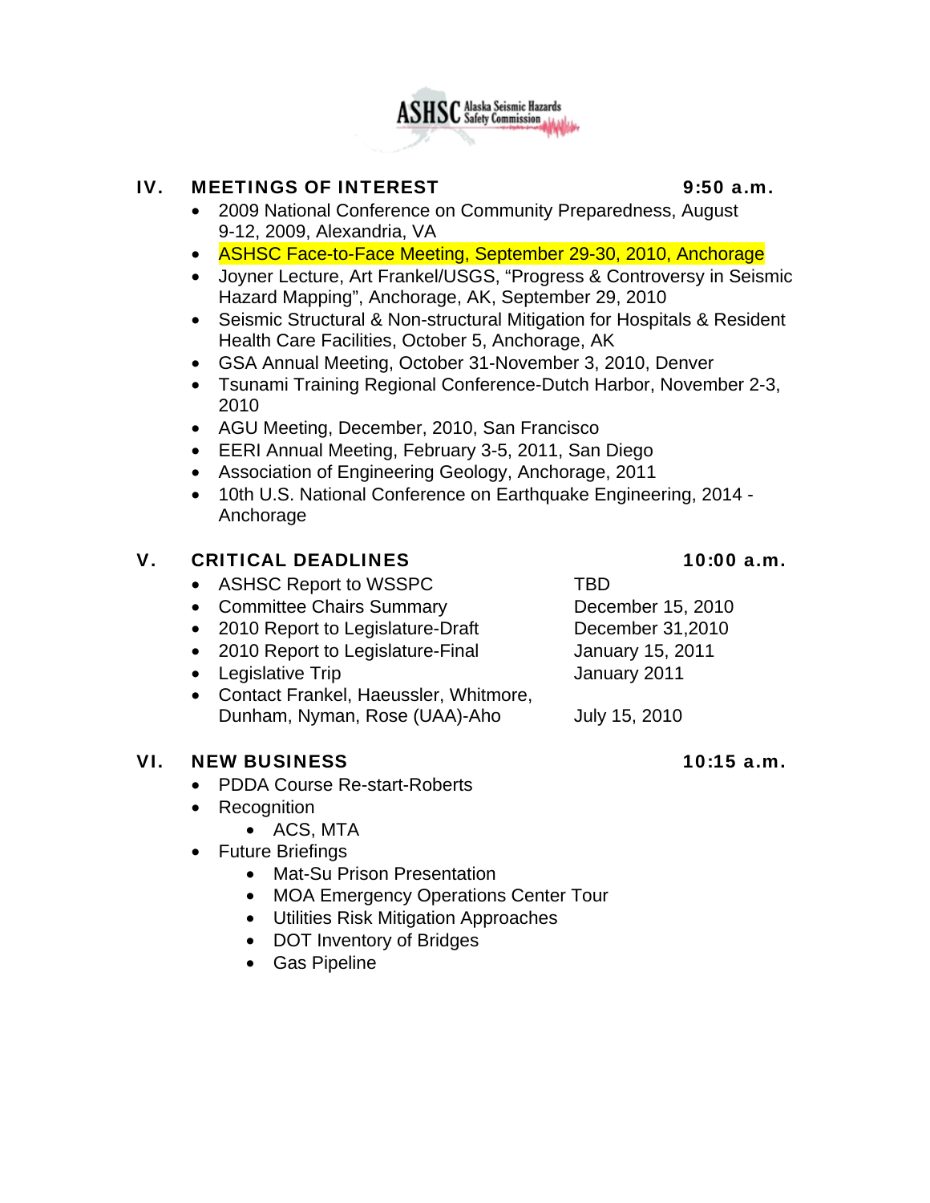## IV. MEETINGS OF INTEREST 9:50 a.m.

- 2009 National Conference on Community Preparedness, August 9-12, 2009, Alexandria, VA
- ASHSC Face-to-Face Meeting, September 29-30, 2010, Anchorage
- Joyner Lecture, Art Frankel/USGS, "Progress & Controversy in Seismic Hazard Mapping", Anchorage, AK, September 29, 2010
- Seismic Structural & Non-structural Mitigation for Hospitals & Resident Health Care Facilities, October 5, Anchorage, AK
- GSA Annual Meeting, October 31-November 3, 2010, Denver
- Tsunami Training Regional Conference-Dutch Harbor, November 2-3, 2010
- AGU Meeting, December, 2010, San Francisco
- EERI Annual Meeting, February 3-5, 2011, San Diego
- Association of Engineering Geology, Anchorage, 2011
- 10th U.S. National Conference on Earthquake Engineering, 2014 - Anchorage

## V. CRITICAL DEADLINES 10:00 a.m.

- ASHSC Report to WSSPC — TBD
- Committee Chairs Summary — December 15, 2010
- 2010 Report to Legislature-Draft — December 31,2010
- 2010 Report to Legislature-Final — January 15, 2011
- Legislative Trip — January 2011
- Contact Frankel, Haeussler, Whitmore, Dunham, Nyman, Rose (UAA)-Aho — July 15, 2010

## VI. NEW BUSINESS 10:15 a.m.

- PDDA Course Re-start-Roberts
- Recognition
  - ACS, MTA
- Future Briefings
  - Mat-Su Prison Presentation
  - MOA Emergency Operations Center Tour
  - Utilities Risk Mitigation Approaches
  - DOT Inventory of Bridges
  - Gas Pipeline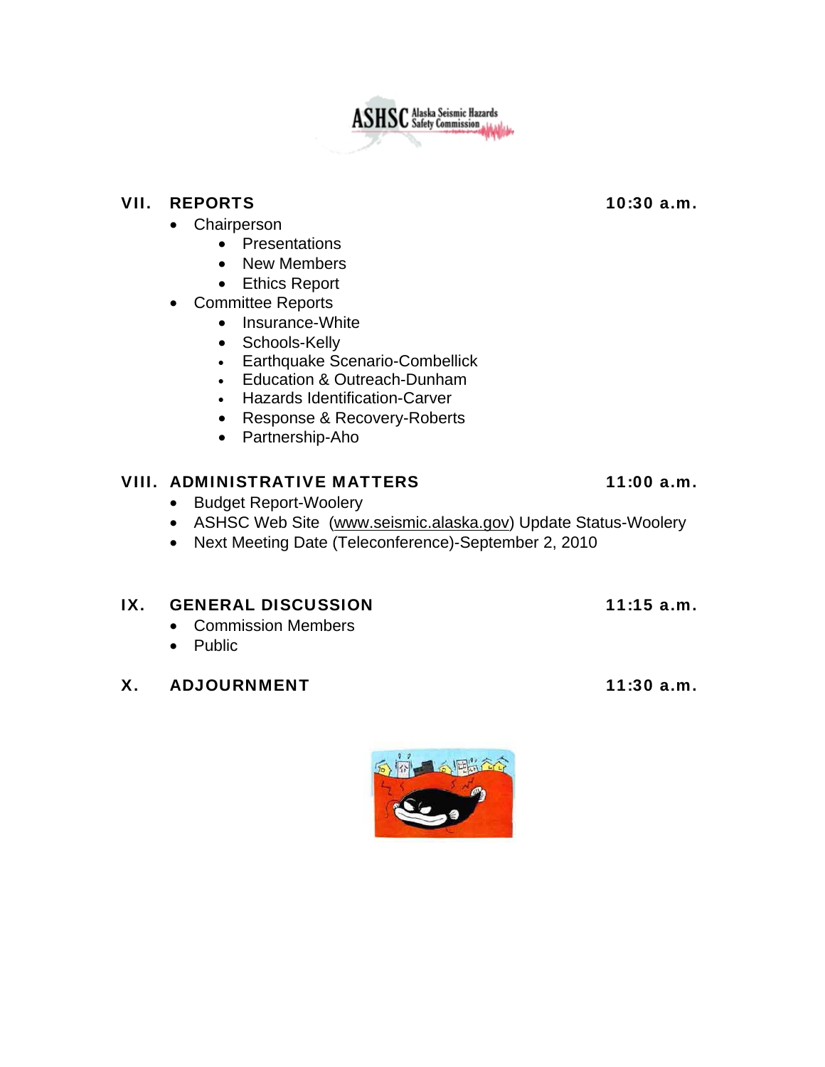## VII. REPORTS 10:30 a.m.

- Chairperson
  - Presentations
  - New Members
  - Ethics Report
- Committee Reports
  - Insurance-White
  - Schools-Kelly
  - Earthquake Scenario-Combellick
  - Education & Outreach-Dunham
  - Hazards Identification-Carver
  - Response & Recovery-Roberts
  - Partnership-Aho

## VIII. ADMINISTRATIVE MATTERS 11:00 a.m.

- Budget Report-Woolery
- ASHSC Web Site (www.seismic.alaska.gov) Update Status-Woolery
- Next Meeting Date (Teleconference)-September 2, 2010

## IX. GENERAL DISCUSSION 11:15 a.m.

- Commission Members
- Public

## X. ADJOURNMENT 11:30 a.m.